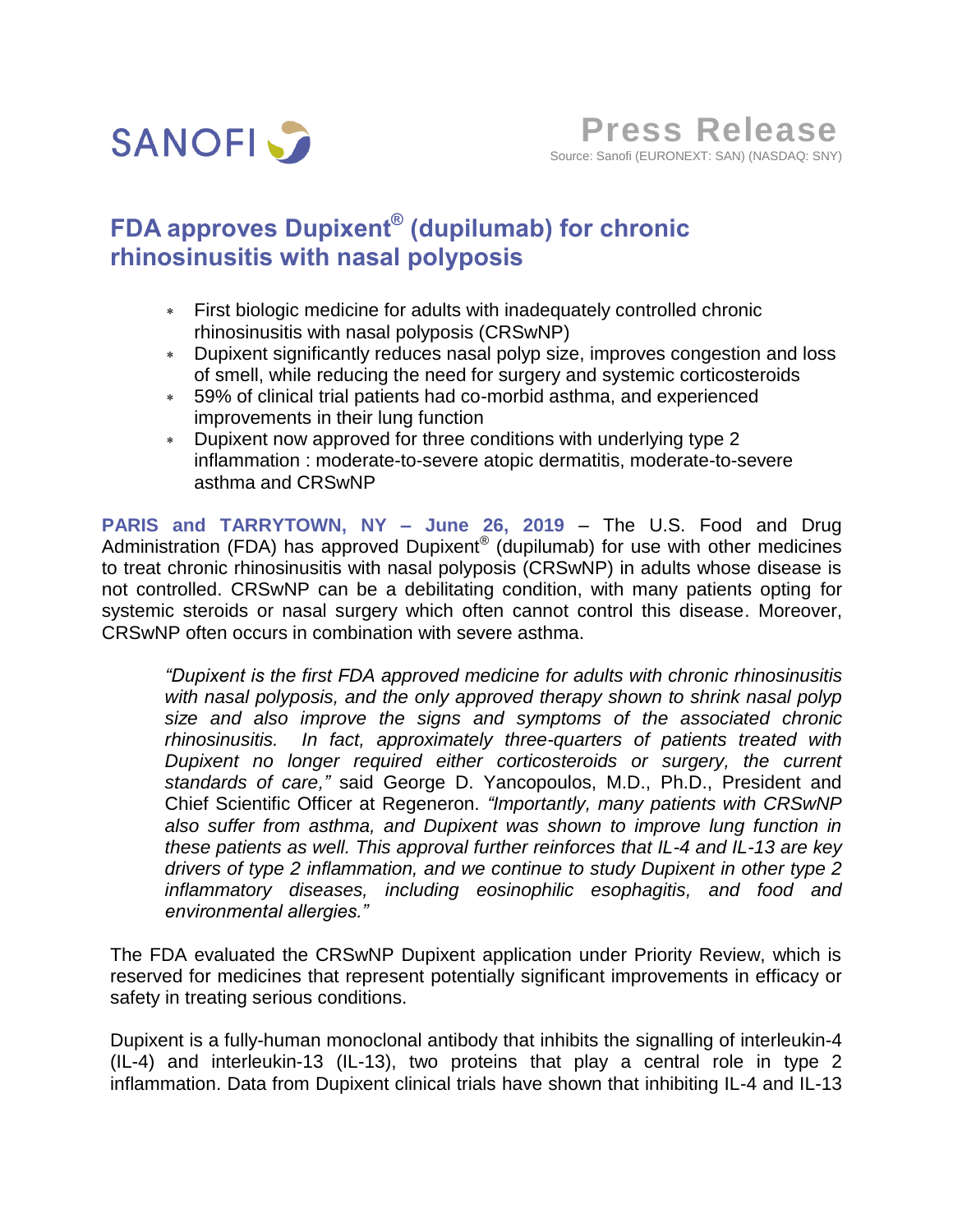SANOFI

**Press Release**

Source: Sanofi (EURONEXT: SAN) (NASDAQ: SNY)

# FDA approves Dupixent® (dupilumab) for chronic rhinosinusitis with nasal polyposis

- First biologic medicine for adults with inadequately controlled chronic rhinosinusitis with nasal polyposis (CRSwNP)
- Dupixent significantly reduces nasal polyp size, improves congestion and loss of smell, while reducing the need for surgery and systemic corticosteroids
- 59% of clinical trial patients had co-morbid asthma, and experienced improvements in their lung function
- Dupixent now approved for three conditions with underlying type 2 inflammation : moderate-to-severe atopic dermatitis, moderate-to-severe asthma and CRSwNP

**PARIS and TARRYTOWN, NY – June 26, 2019** – The U.S. Food and Drug Administration (FDA) has approved Dupixent® (dupilumab) for use with other medicines to treat chronic rhinosinusitis with nasal polyposis (CRSwNP) in adults whose disease is not controlled. CRSwNP can be a debilitating condition, with many patients opting for systemic steroids or nasal surgery which often cannot control this disease. Moreover, CRSwNP often occurs in combination with severe asthma.

> *"Dupixent is the first FDA approved medicine for adults with chronic rhinosinusitis with nasal polyposis, and the only approved therapy shown to shrink nasal polyp size and also improve the signs and symptoms of the associated chronic rhinosinusitis. In fact, approximately three-quarters of patients treated with Dupixent no longer required either corticosteroids or surgery, the current standards of care,"* said George D. Yancopoulos, M.D., Ph.D., President and Chief Scientific Officer at Regeneron. *"Importantly, many patients with CRSwNP also suffer from asthma, and Dupixent was shown to improve lung function in these patients as well. This approval further reinforces that IL-4 and IL-13 are key drivers of type 2 inflammation, and we continue to study Dupixent in other type 2 inflammatory diseases, including eosinophilic esophagitis, and food and environmental allergies."*

The FDA evaluated the CRSwNP Dupixent application under Priority Review, which is reserved for medicines that represent potentially significant improvements in efficacy or safety in treating serious conditions.

Dupixent is a fully-human monoclonal antibody that inhibits the signalling of interleukin-4 (IL-4) and interleukin-13 (IL-13), two proteins that play a central role in type 2 inflammation. Data from Dupixent clinical trials have shown that inhibiting IL-4 and IL-13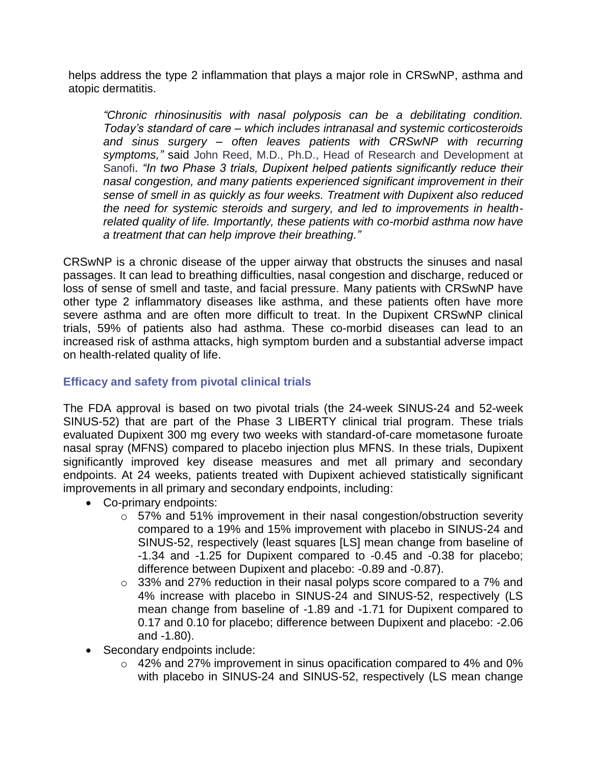helps address the type 2 inflammation that plays a major role in CRSwNP, asthma and atopic dermatitis.

> *"Chronic rhinosinusitis with nasal polyposis can be a debilitating condition. Today's standard of care – which includes intranasal and systemic corticosteroids and sinus surgery – often leaves patients with CRSwNP with recurring symptoms,"* said John Reed, M.D., Ph.D., Head of Research and Development at Sanofi. *"In two Phase 3 trials, Dupixent helped patients significantly reduce their nasal congestion, and many patients experienced significant improvement in their sense of smell in as quickly as four weeks. Treatment with Dupixent also reduced the need for systemic steroids and surgery, and led to improvements in health-related quality of life. Importantly, these patients with co-morbid asthma now have a treatment that can help improve their breathing."*

CRSwNP is a chronic disease of the upper airway that obstructs the sinuses and nasal passages. It can lead to breathing difficulties, nasal congestion and discharge, reduced or loss of sense of smell and taste, and facial pressure. Many patients with CRSwNP have other type 2 inflammatory diseases like asthma, and these patients often have more severe asthma and are often more difficult to treat. In the Dupixent CRSwNP clinical trials, 59% of patients also had asthma. These co-morbid diseases can lead to an increased risk of asthma attacks, high symptom burden and a substantial adverse impact on health-related quality of life.

## Efficacy and safety from pivotal clinical trials

The FDA approval is based on two pivotal trials (the 24-week SINUS-24 and 52-week SINUS-52) that are part of the Phase 3 LIBERTY clinical trial program. These trials evaluated Dupixent 300 mg every two weeks with standard-of-care mometasone furoate nasal spray (MFNS) compared to placebo injection plus MFNS. In these trials, Dupixent significantly improved key disease measures and met all primary and secondary endpoints. At 24 weeks, patients treated with Dupixent achieved statistically significant improvements in all primary and secondary endpoints, including:

- Co-primary endpoints:
  - 57% and 51% improvement in their nasal congestion/obstruction severity compared to a 19% and 15% improvement with placebo in SINUS-24 and SINUS-52, respectively (least squares [LS] mean change from baseline of -1.34 and -1.25 for Dupixent compared to -0.45 and -0.38 for placebo; difference between Dupixent and placebo: -0.89 and -0.87).
  - 33% and 27% reduction in their nasal polyps score compared to a 7% and 4% increase with placebo in SINUS-24 and SINUS-52, respectively (LS mean change from baseline of -1.89 and -1.71 for Dupixent compared to 0.17 and 0.10 for placebo; difference between Dupixent and placebo: -2.06 and -1.80).
- Secondary endpoints include:
  - 42% and 27% improvement in sinus opacification compared to 4% and 0% with placebo in SINUS-24 and SINUS-52, respectively (LS mean change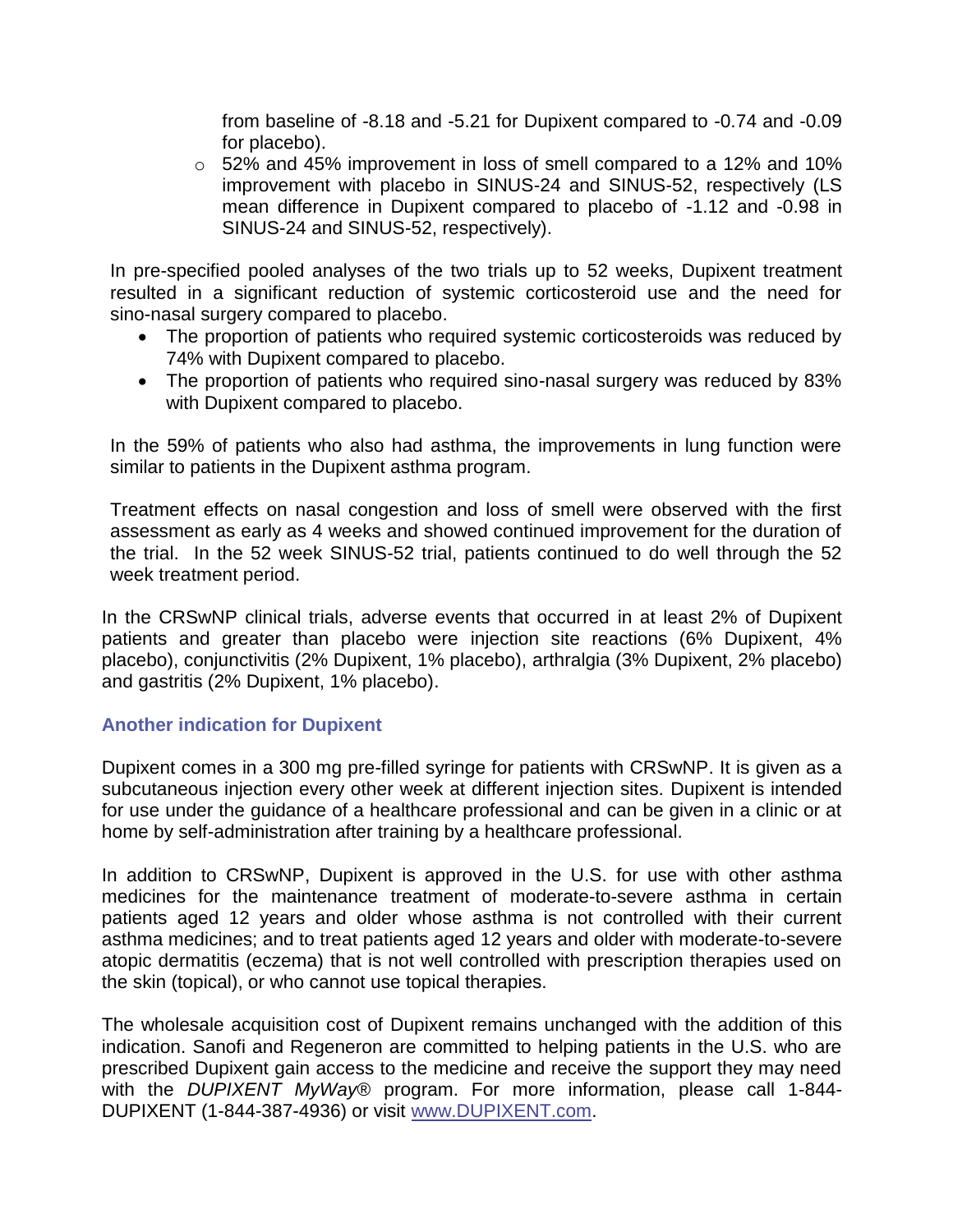from baseline of -8.18 and -5.21 for Dupixent compared to -0.74 and -0.09 for placebo).

- 52% and 45% improvement in loss of smell compared to a 12% and 10% improvement with placebo in SINUS-24 and SINUS-52, respectively (LS mean difference in Dupixent compared to placebo of -1.12 and -0.98 in SINUS-24 and SINUS-52, respectively).

In pre-specified pooled analyses of the two trials up to 52 weeks, Dupixent treatment resulted in a significant reduction of systemic corticosteroid use and the need for sino-nasal surgery compared to placebo.

- The proportion of patients who required systemic corticosteroids was reduced by 74% with Dupixent compared to placebo.
- The proportion of patients who required sino-nasal surgery was reduced by 83% with Dupixent compared to placebo.

In the 59% of patients who also had asthma, the improvements in lung function were similar to patients in the Dupixent asthma program.

Treatment effects on nasal congestion and loss of smell were observed with the first assessment as early as 4 weeks and showed continued improvement for the duration of the trial. In the 52 week SINUS-52 trial, patients continued to do well through the 52 week treatment period.

In the CRSwNP clinical trials, adverse events that occurred in at least 2% of Dupixent patients and greater than placebo were injection site reactions (6% Dupixent, 4% placebo), conjunctivitis (2% Dupixent, 1% placebo), arthralgia (3% Dupixent, 2% placebo) and gastritis (2% Dupixent, 1% placebo).

### Another indication for Dupixent

Dupixent comes in a 300 mg pre-filled syringe for patients with CRSwNP. It is given as a subcutaneous injection every other week at different injection sites. Dupixent is intended for use under the guidance of a healthcare professional and can be given in a clinic or at home by self-administration after training by a healthcare professional.

In addition to CRSwNP, Dupixent is approved in the U.S. for use with other asthma medicines for the maintenance treatment of moderate-to-severe asthma in certain patients aged 12 years and older whose asthma is not controlled with their current asthma medicines; and to treat patients aged 12 years and older with moderate-to-severe atopic dermatitis (eczema) that is not well controlled with prescription therapies used on the skin (topical), or who cannot use topical therapies.

The wholesale acquisition cost of Dupixent remains unchanged with the addition of this indication. Sanofi and Regeneron are committed to helping patients in the U.S. who are prescribed Dupixent gain access to the medicine and receive the support they may need with the *DUPIXENT MyWay*® program. For more information, please call 1-844-DUPIXENT (1-844-387-4936) or visit [www.DUPIXENT.com](www.DUPIXENT.com).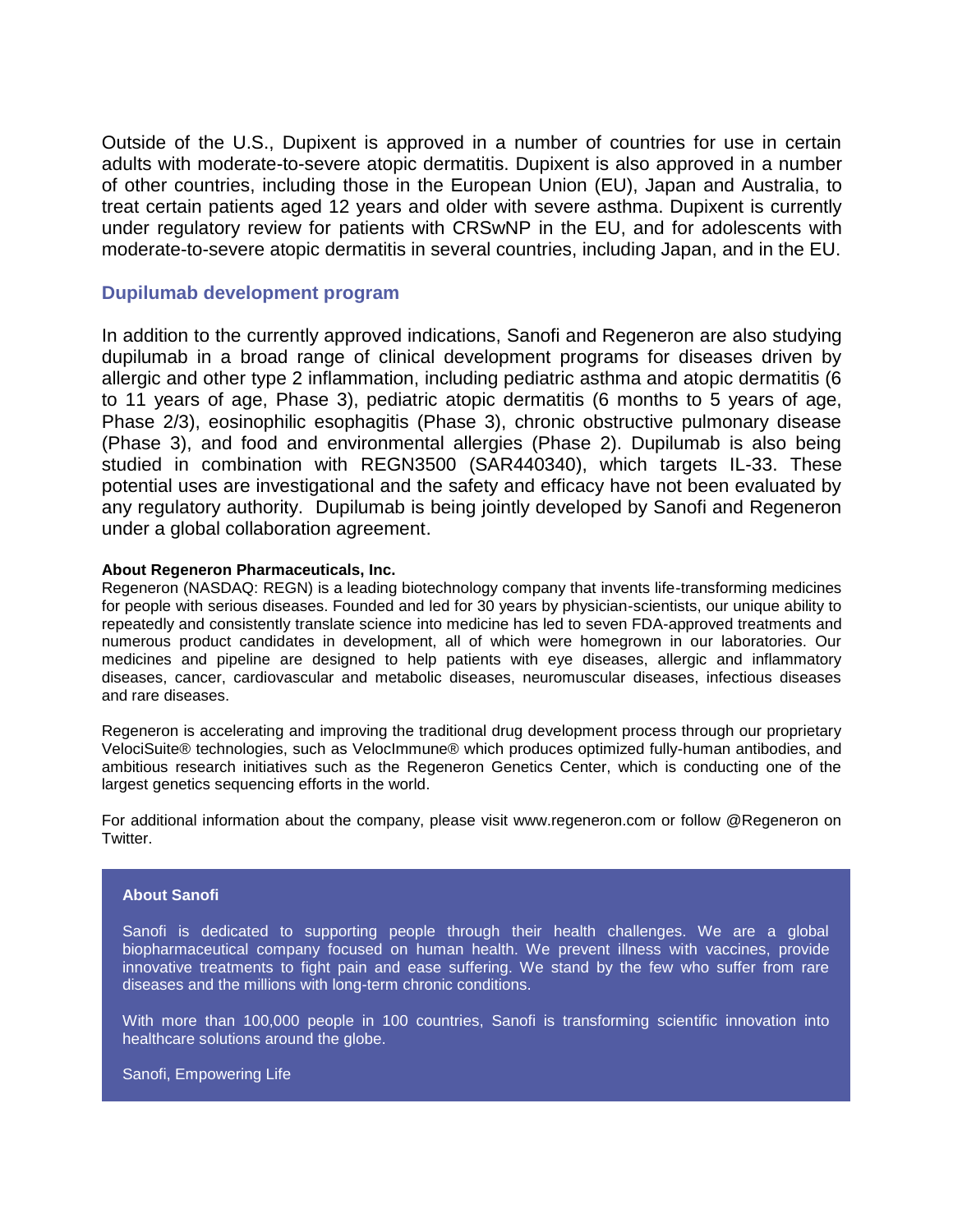Outside of the U.S., Dupixent is approved in a number of countries for use in certain adults with moderate-to-severe atopic dermatitis. Dupixent is also approved in a number of other countries, including those in the European Union (EU), Japan and Australia, to treat certain patients aged 12 years and older with severe asthma. Dupixent is currently under regulatory review for patients with CRSwNP in the EU, and for adolescents with moderate-to-severe atopic dermatitis in several countries, including Japan, and in the EU.

## Dupilumab development program

In addition to the currently approved indications, Sanofi and Regeneron are also studying dupilumab in a broad range of clinical development programs for diseases driven by allergic and other type 2 inflammation, including pediatric asthma and atopic dermatitis (6 to 11 years of age, Phase 3), pediatric atopic dermatitis (6 months to 5 years of age, Phase 2/3), eosinophilic esophagitis (Phase 3), chronic obstructive pulmonary disease (Phase 3), and food and environmental allergies (Phase 2). Dupilumab is also being studied in combination with REGN3500 (SAR440340), which targets IL-33. These potential uses are investigational and the safety and efficacy have not been evaluated by any regulatory authority. Dupilumab is being jointly developed by Sanofi and Regeneron under a global collaboration agreement.

**About Regeneron Pharmaceuticals, Inc.**

Regeneron (NASDAQ: REGN) is a leading biotechnology company that invents life-transforming medicines for people with serious diseases. Founded and led for 30 years by physician-scientists, our unique ability to repeatedly and consistently translate science into medicine has led to seven FDA-approved treatments and numerous product candidates in development, all of which were homegrown in our laboratories. Our medicines and pipeline are designed to help patients with eye diseases, allergic and inflammatory diseases, cancer, cardiovascular and metabolic diseases, neuromuscular diseases, infectious diseases and rare diseases.

Regeneron is accelerating and improving the traditional drug development process through our proprietary VelociSuite® technologies, such as VelocImmune® which produces optimized fully-human antibodies, and ambitious research initiatives such as the Regeneron Genetics Center, which is conducting one of the largest genetics sequencing efforts in the world.

For additional information about the company, please visit www.regeneron.com or follow @Regeneron on Twitter.

**About Sanofi**

Sanofi is dedicated to supporting people through their health challenges. We are a global biopharmaceutical company focused on human health. We prevent illness with vaccines, provide innovative treatments to fight pain and ease suffering. We stand by the few who suffer from rare diseases and the millions with long-term chronic conditions.

With more than 100,000 people in 100 countries, Sanofi is transforming scientific innovation into healthcare solutions around the globe.

Sanofi, Empowering Life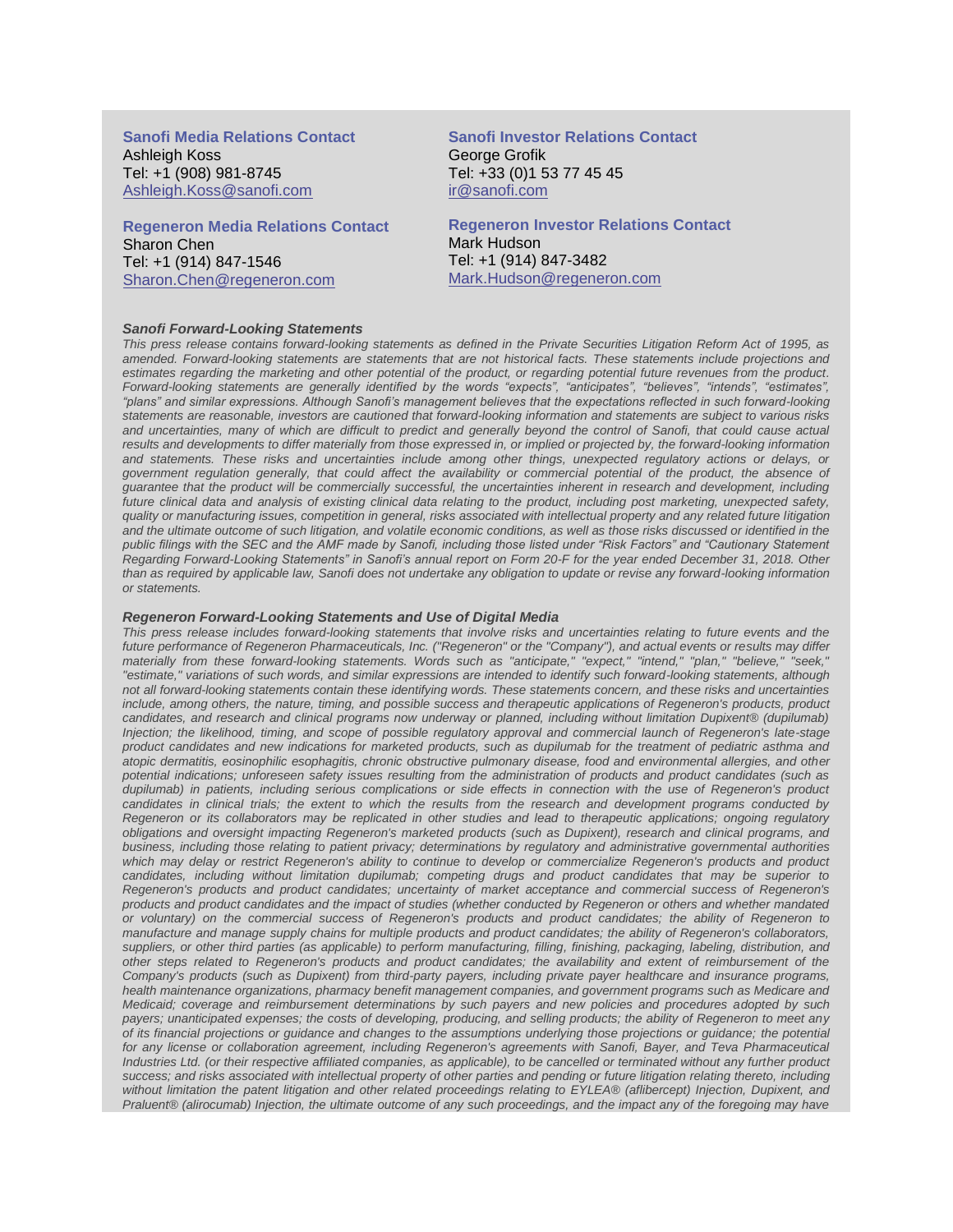**Sanofi Media Relations Contact**
Ashleigh Koss
Tel: +1 (908) 981-8745
Ashleigh.Koss@sanofi.com

**Sanofi Investor Relations Contact**
George Grofik
Tel: +33 (0)1 53 77 45 45
ir@sanofi.com

**Regeneron Media Relations Contact**
Sharon Chen
Tel: +1 (914) 847-1546
Sharon.Chen@regeneron.com

**Regeneron Investor Relations Contact**
Mark Hudson
Tel: +1 (914) 847-3482
Mark.Hudson@regeneron.com

***Sanofi Forward-Looking Statements***

*This press release contains forward-looking statements as defined in the Private Securities Litigation Reform Act of 1995, as amended. Forward-looking statements are statements that are not historical facts. These statements include projections and estimates regarding the marketing and other potential of the product, or regarding potential future revenues from the product. Forward-looking statements are generally identified by the words "expects", "anticipates", "believes", "intends", "estimates", "plans" and similar expressions. Although Sanofi's management believes that the expectations reflected in such forward-looking statements are reasonable, investors are cautioned that forward-looking information and statements are subject to various risks and uncertainties, many of which are difficult to predict and generally beyond the control of Sanofi, that could cause actual results and developments to differ materially from those expressed in, or implied or projected by, the forward-looking information and statements. These risks and uncertainties include among other things, unexpected regulatory actions or delays, or government regulation generally, that could affect the availability or commercial potential of the product, the absence of guarantee that the product will be commercially successful, the uncertainties inherent in research and development, including future clinical data and analysis of existing clinical data relating to the product, including post marketing, unexpected safety, quality or manufacturing issues, competition in general, risks associated with intellectual property and any related future litigation and the ultimate outcome of such litigation, and volatile economic conditions, as well as those risks discussed or identified in the public filings with the SEC and the AMF made by Sanofi, including those listed under "Risk Factors" and "Cautionary Statement Regarding Forward-Looking Statements" in Sanofi's annual report on Form 20-F for the year ended December 31, 2018. Other than as required by applicable law, Sanofi does not undertake any obligation to update or revise any forward-looking information or statements.*

***Regeneron Forward-Looking Statements and Use of Digital Media***

*This press release includes forward-looking statements that involve risks and uncertainties relating to future events and the future performance of Regeneron Pharmaceuticals, Inc. ("Regeneron" or the "Company"), and actual events or results may differ materially from these forward-looking statements. Words such as "anticipate," "expect," "intend," "plan," "believe," "seek," "estimate," variations of such words, and similar expressions are intended to identify such forward-looking statements, although not all forward-looking statements contain these identifying words. These statements concern, and these risks and uncertainties include, among others, the nature, timing, and possible success and therapeutic applications of Regeneron's products, product candidates, and research and clinical programs now underway or planned, including without limitation Dupixent® (dupilumab) Injection; the likelihood, timing, and scope of possible regulatory approval and commercial launch of Regeneron's late-stage product candidates and new indications for marketed products, such as dupilumab for the treatment of pediatric asthma and atopic dermatitis, eosinophilic esophagitis, chronic obstructive pulmonary disease, food and environmental allergies, and other potential indications; unforeseen safety issues resulting from the administration of products and product candidates (such as dupilumab) in patients, including serious complications or side effects in connection with the use of Regeneron's product candidates in clinical trials; the extent to which the results from the research and development programs conducted by Regeneron or its collaborators may be replicated in other studies and lead to therapeutic applications; ongoing regulatory obligations and oversight impacting Regeneron's marketed products (such as Dupixent), research and clinical programs, and business, including those relating to patient privacy; determinations by regulatory and administrative governmental authorities which may delay or restrict Regeneron's ability to continue to develop or commercialize Regeneron's products and product candidates, including without limitation dupilumab; competing drugs and product candidates that may be superior to Regeneron's products and product candidates; uncertainty of market acceptance and commercial success of Regeneron's products and product candidates and the impact of studies (whether conducted by Regeneron or others and whether mandated or voluntary) on the commercial success of Regeneron's products and product candidates; the ability of Regeneron to manufacture and manage supply chains for multiple products and product candidates; the ability of Regeneron's collaborators, suppliers, or other third parties (as applicable) to perform manufacturing, filling, finishing, packaging, labeling, distribution, and other steps related to Regeneron's products and product candidates; the availability and extent of reimbursement of the Company's products (such as Dupixent) from third-party payers, including private payer healthcare and insurance programs, health maintenance organizations, pharmacy benefit management companies, and government programs such as Medicare and Medicaid; coverage and reimbursement determinations by such payers and new policies and procedures adopted by such payers; unanticipated expenses; the costs of developing, producing, and selling products; the ability of Regeneron to meet any of its financial projections or guidance and changes to the assumptions underlying those projections or guidance; the potential for any license or collaboration agreement, including Regeneron's agreements with Sanofi, Bayer, and Teva Pharmaceutical Industries Ltd. (or their respective affiliated companies, as applicable), to be cancelled or terminated without any further product success; and risks associated with intellectual property of other parties and pending or future litigation relating thereto, including without limitation the patent litigation and other related proceedings relating to EYLEA® (aflibercept) Injection, Dupixent, and Praluent® (alirocumab) Injection, the ultimate outcome of any such proceedings, and the impact any of the foregoing may have*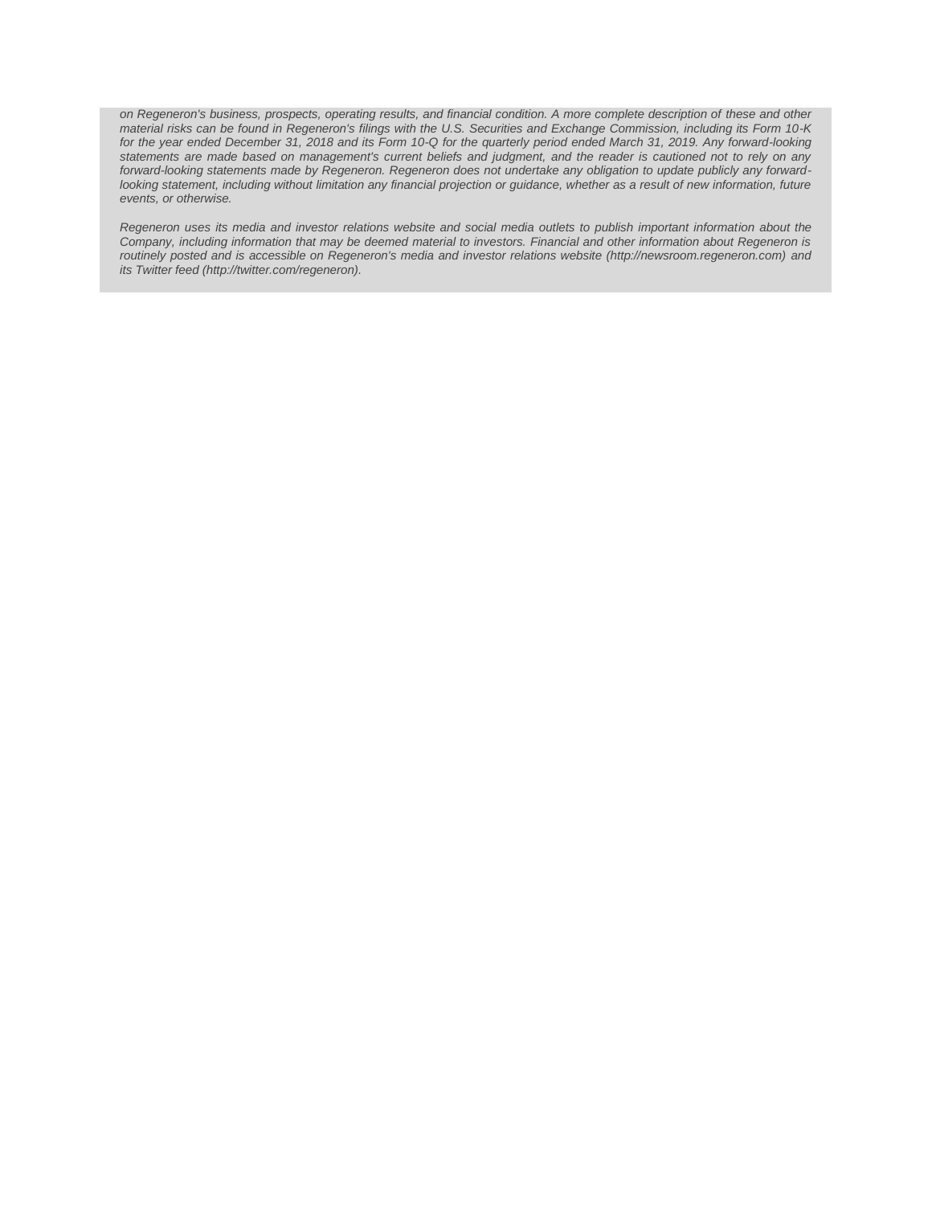*on Regeneron's business, prospects, operating results, and financial condition. A more complete description of these and other material risks can be found in Regeneron's filings with the U.S. Securities and Exchange Commission, including its Form 10-K for the year ended December 31, 2018 and its Form 10-Q for the quarterly period ended March 31, 2019. Any forward-looking statements are made based on management's current beliefs and judgment, and the reader is cautioned not to rely on any forward-looking statements made by Regeneron. Regeneron does not undertake any obligation to update publicly any forward-looking statement, including without limitation any financial projection or guidance, whether as a result of new information, future events, or otherwise.*

*Regeneron uses its media and investor relations website and social media outlets to publish important information about the Company, including information that may be deemed material to investors. Financial and other information about Regeneron is routinely posted and is accessible on Regeneron's media and investor relations website (http://newsroom.regeneron.com) and its Twitter feed (http://twitter.com/regeneron).*